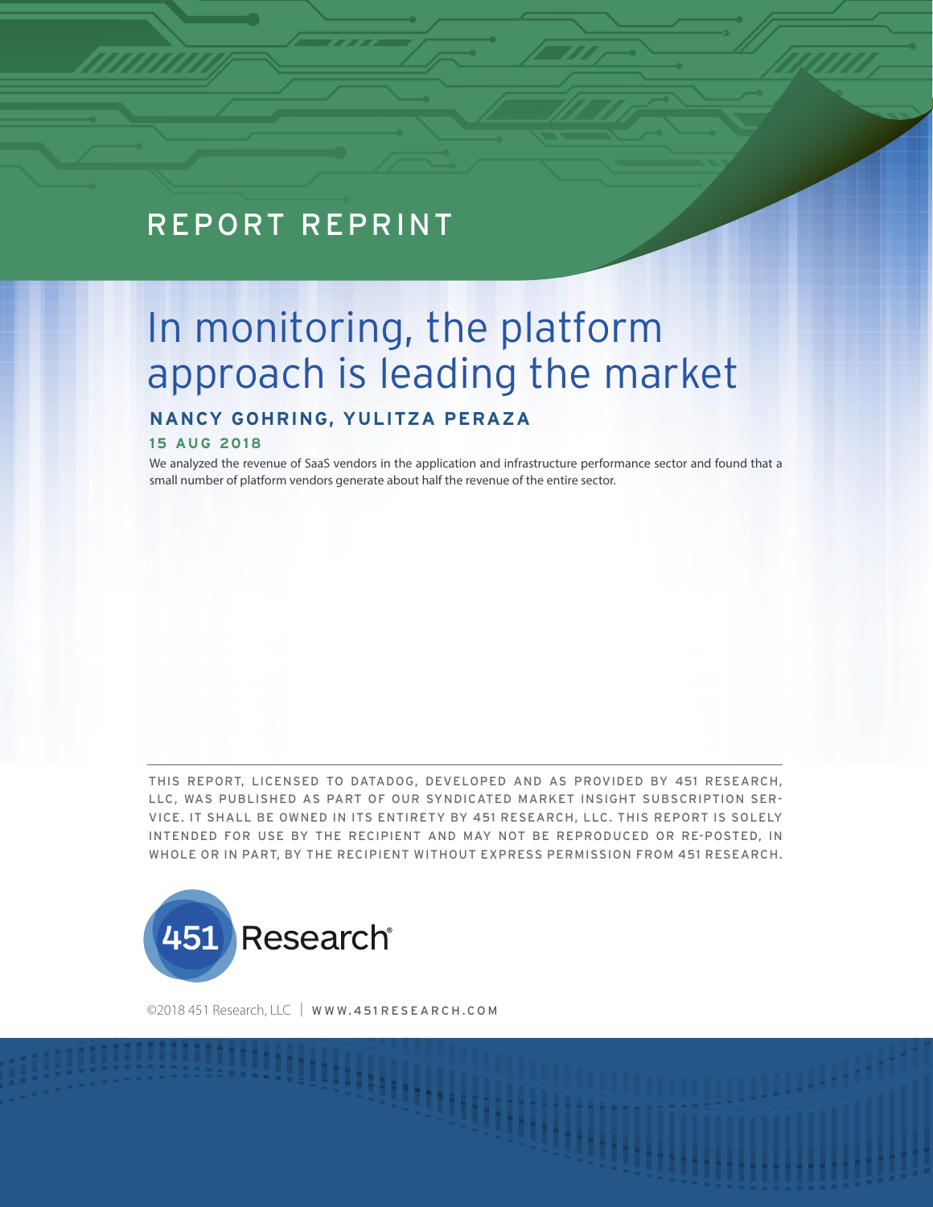REPORT REPRINT

# In monitoring, the platform approach is leading the market

**NANCY GOHRING, YULITZA PERAZA**

**15 AUG 2018**

We analyzed the revenue of SaaS vendors in the application and infrastructure performance sector and found that a small number of platform vendors generate about half the revenue of the entire sector.

THIS REPORT, LICENSED TO DATADOG, DEVELOPED AND AS PROVIDED BY 451 RESEARCH, LLC, WAS PUBLISHED AS PART OF OUR SYNDICATED MARKET INSIGHT SUBSCRIPTION SERVICE. IT SHALL BE OWNED IN ITS ENTIRETY BY 451 RESEARCH, LLC. THIS REPORT IS SOLELY INTENDED FOR USE BY THE RECIPIENT AND MAY NOT BE REPRODUCED OR RE-POSTED, IN WHOLE OR IN PART, BY THE RECIPIENT WITHOUT EXPRESS PERMISSION FROM 451 RESEARCH.

451 Research®

©2018 451 Research, LLC | WWW.451RESEARCH.COM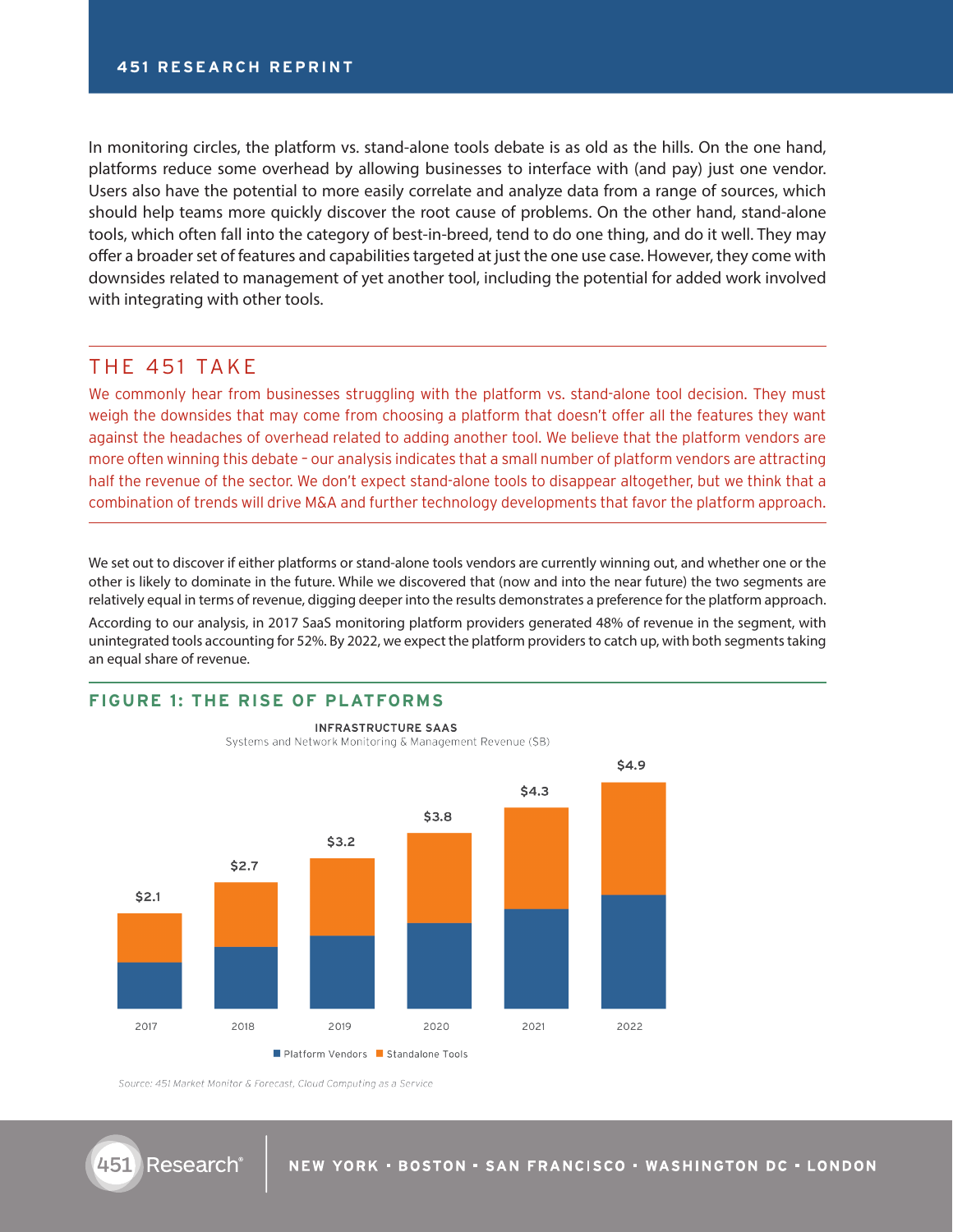In monitoring circles, the platform vs. stand-alone tools debate is as old as the hills. On the one hand, platforms reduce some overhead by allowing businesses to interface with (and pay) just one vendor. Users also have the potential to more easily correlate and analyze data from a range of sources, which should help teams more quickly discover the root cause of problems. On the other hand, stand-alone tools, which often fall into the category of best-in-breed, tend to do one thing, and do it well. They may offer a broader set of features and capabilities targeted at just the one use case. However, they come with downsides related to management of yet another tool, including the potential for added work involved with integrating with other tools.

## THE 451 TAKE

We commonly hear from businesses struggling with the platform vs. stand-alone tool decision. They must weigh the downsides that may come from choosing a platform that doesn't offer all the features they want against the headaches of overhead related to adding another tool. We believe that the platform vendors are more often winning this debate – our analysis indicates that a small number of platform vendors are attracting half the revenue of the sector. We don't expect stand-alone tools to disappear altogether, but we think that a combination of trends will drive M&A and further technology developments that favor the platform approach.

We set out to discover if either platforms or stand-alone tools vendors are currently winning out, and whether one or the other is likely to dominate in the future. While we discovered that (now and into the near future) the two segments are relatively equal in terms of revenue, digging deeper into the results demonstrates a preference for the platform approach.

According to our analysis, in 2017 SaaS monitoring platform providers generated 48% of revenue in the segment, with unintegrated tools accounting for 52%. By 2022, we expect the platform providers to catch up, with both segments taking an equal share of revenue.

### FIGURE 1: THE RISE OF PLATFORMS

**INFRASTRUCTURE SAAS**
Systems and Network Monitoring & Management Revenue ($B)

| Year | Total Revenue ($B) |
|---|---|
| 2017 | $2.1 |
| 2018 | $2.7 |
| 2019 | $3.2 |
| 2020 | $3.8 |
| 2021 | $4.3 |
| 2022 | $4.9 |

Platform Vendors | Standalone Tools

*Source: 451 Market Monitor & Forecast, Cloud Computing as a Service*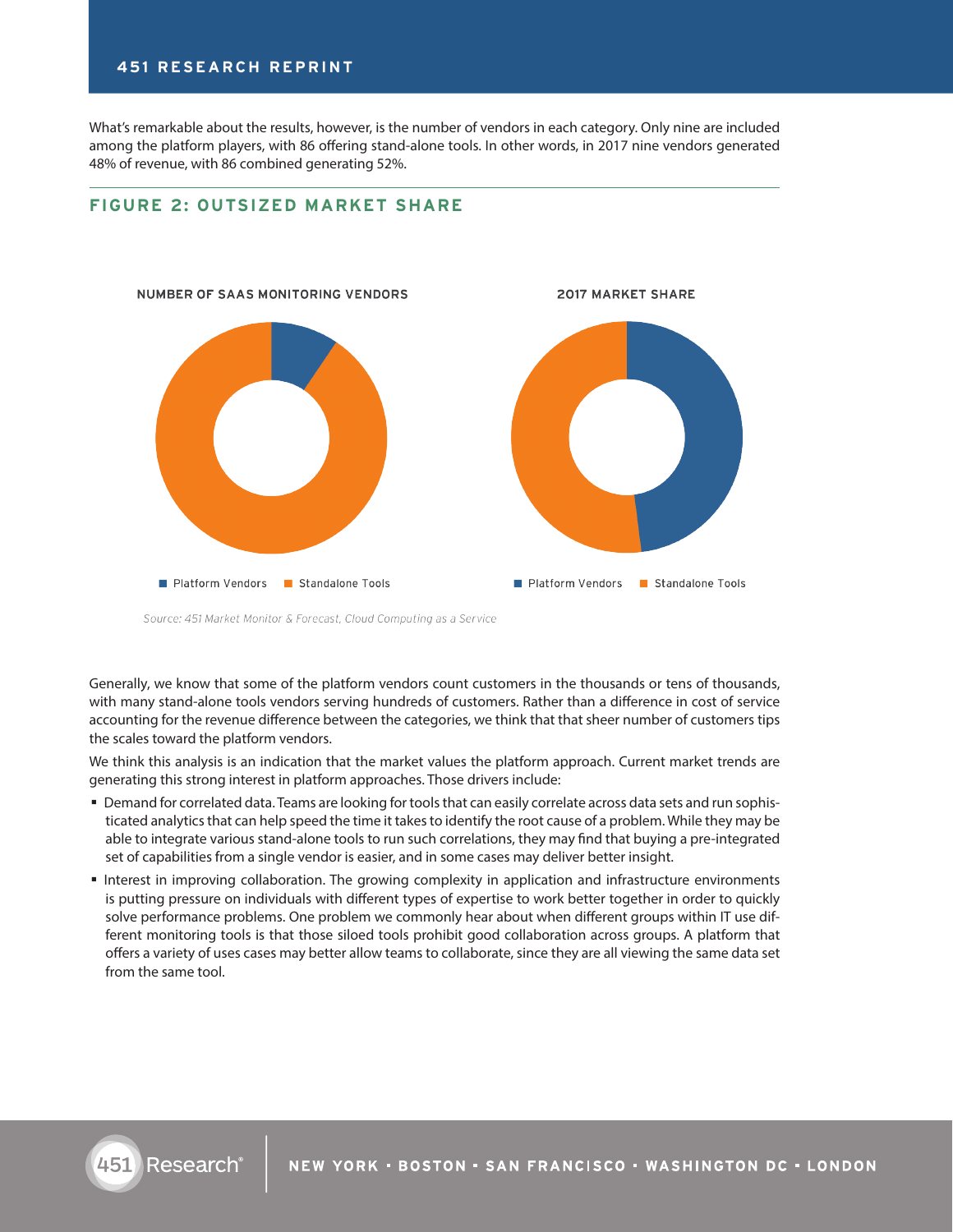What's remarkable about the results, however, is the number of vendors in each category. Only nine are included among the platform players, with 86 offering stand-alone tools. In other words, in 2017 nine vendors generated 48% of revenue, with 86 combined generating 52%.

## FIGURE 2: OUTSIZED MARKET SHARE

NUMBER OF SAAS MONITORING VENDORS

2017 MARKET SHARE

Platform Vendors ■ Standalone Tools

*Source: 451 Market Monitor & Forecast, Cloud Computing as a Service*

Generally, we know that some of the platform vendors count customers in the thousands or tens of thousands, with many stand-alone tools vendors serving hundreds of customers. Rather than a difference in cost of service accounting for the revenue difference between the categories, we think that that sheer number of customers tips the scales toward the platform vendors.

We think this analysis is an indication that the market values the platform approach. Current market trends are generating this strong interest in platform approaches. Those drivers include:

- Demand for correlated data. Teams are looking for tools that can easily correlate across data sets and run sophisticated analytics that can help speed the time it takes to identify the root cause of a problem. While they may be able to integrate various stand-alone tools to run such correlations, they may find that buying a pre-integrated set of capabilities from a single vendor is easier, and in some cases may deliver better insight.
- Interest in improving collaboration. The growing complexity in application and infrastructure environments is putting pressure on individuals with different types of expertise to work better together in order to quickly solve performance problems. One problem we commonly hear about when different groups within IT use different monitoring tools is that those siloed tools prohibit good collaboration across groups. A platform that offers a variety of uses cases may better allow teams to collaborate, since they are all viewing the same data set from the same tool.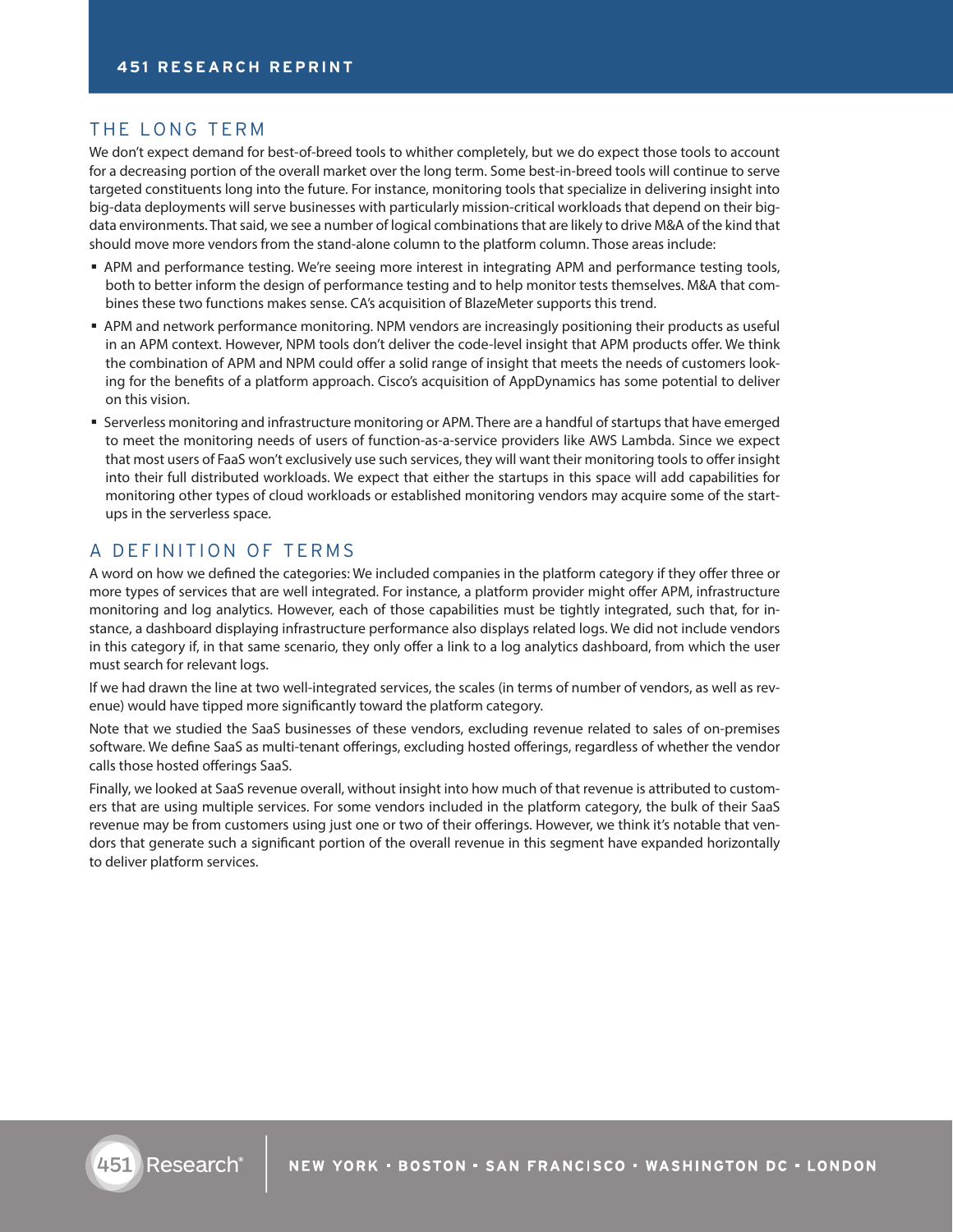## THE LONG TERM

We don't expect demand for best-of-breed tools to whither completely, but we do expect those tools to account for a decreasing portion of the overall market over the long term. Some best-in-breed tools will continue to serve targeted constituents long into the future. For instance, monitoring tools that specialize in delivering insight into big-data deployments will serve businesses with particularly mission-critical workloads that depend on their big-data environments. That said, we see a number of logical combinations that are likely to drive M&A of the kind that should move more vendors from the stand-alone column to the platform column. Those areas include:

- APM and performance testing. We're seeing more interest in integrating APM and performance testing tools, both to better inform the design of performance testing and to help monitor tests themselves. M&A that combines these two functions makes sense. CA's acquisition of BlazeMeter supports this trend.
- APM and network performance monitoring. NPM vendors are increasingly positioning their products as useful in an APM context. However, NPM tools don't deliver the code-level insight that APM products offer. We think the combination of APM and NPM could offer a solid range of insight that meets the needs of customers looking for the benefits of a platform approach. Cisco's acquisition of AppDynamics has some potential to deliver on this vision.
- Serverless monitoring and infrastructure monitoring or APM. There are a handful of startups that have emerged to meet the monitoring needs of users of function-as-a-service providers like AWS Lambda. Since we expect that most users of FaaS won't exclusively use such services, they will want their monitoring tools to offer insight into their full distributed workloads. We expect that either the startups in this space will add capabilities for monitoring other types of cloud workloads or established monitoring vendors may acquire some of the startups in the serverless space.

## A DEFINITION OF TERMS

A word on how we defined the categories: We included companies in the platform category if they offer three or more types of services that are well integrated. For instance, a platform provider might offer APM, infrastructure monitoring and log analytics. However, each of those capabilities must be tightly integrated, such that, for instance, a dashboard displaying infrastructure performance also displays related logs. We did not include vendors in this category if, in that same scenario, they only offer a link to a log analytics dashboard, from which the user must search for relevant logs.

If we had drawn the line at two well-integrated services, the scales (in terms of number of vendors, as well as revenue) would have tipped more significantly toward the platform category.

Note that we studied the SaaS businesses of these vendors, excluding revenue related to sales of on-premises software. We define SaaS as multi-tenant offerings, excluding hosted offerings, regardless of whether the vendor calls those hosted offerings SaaS.

Finally, we looked at SaaS revenue overall, without insight into how much of that revenue is attributed to customers that are using multiple services. For some vendors included in the platform category, the bulk of their SaaS revenue may be from customers using just one or two of their offerings. However, we think it's notable that vendors that generate such a significant portion of the overall revenue in this segment have expanded horizontally to deliver platform services.